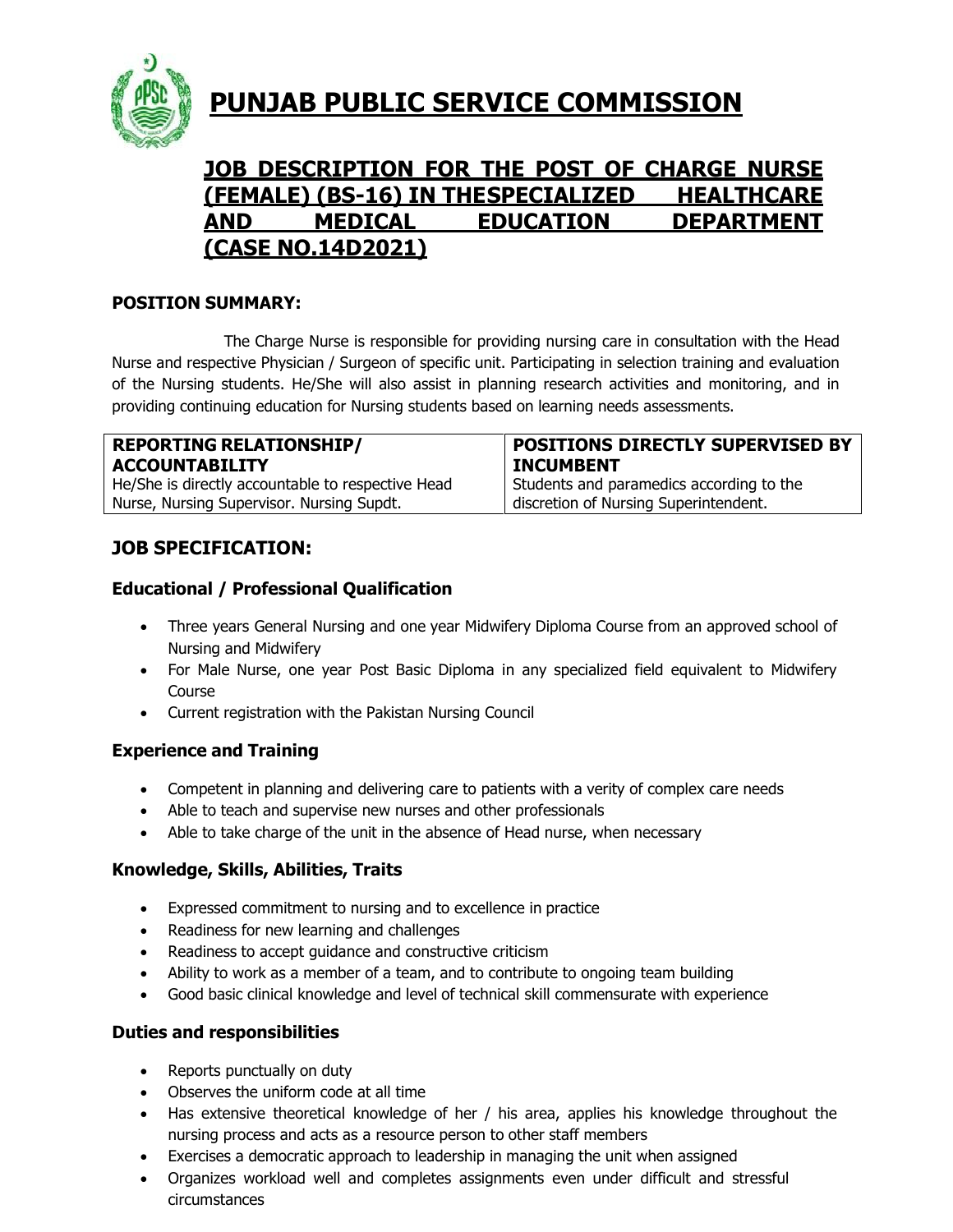# PUNJAB PUBLIC SERVICE COMMISSION

## JOB DESCRIPTION FOR THE POST OF CHARGE NURSE (FEMALE) (BS-16) IN THESPECIALIZED HEALTHCARE AND MEDICAL EDUCATION DEPARTMENT (CASE NO.14D2021)

### POSITION SUMMARY:

The Charge Nurse is responsible for providing nursing care in consultation with the Head Nurse and respective Physician / Surgeon of specific unit. Participating in selection training and evaluation of the Nursing students. He/She will also assist in planning research activities and monitoring, and in providing continuing education for Nursing students based on learning needs assessments.

| REPORTING RELATIONSHIP/ ACCOUNTABILITY | POSITIONS DIRECTLY SUPERVISED BY INCUMBENT |
|---|---|
| He/She is directly accountable to respective Head Nurse, Nursing Supervisor. Nursing Supdt. | Students and paramedics according to the discretion of Nursing Superintendent. |

## JOB SPECIFICATION:

### Educational / Professional Qualification

- Three years General Nursing and one year Midwifery Diploma Course from an approved school of Nursing and Midwifery
- For Male Nurse, one year Post Basic Diploma in any specialized field equivalent to Midwifery Course
- Current registration with the Pakistan Nursing Council

### Experience and Training

- Competent in planning and delivering care to patients with a verity of complex care needs
- Able to teach and supervise new nurses and other professionals
- Able to take charge of the unit in the absence of Head nurse, when necessary

### Knowledge, Skills, Abilities, Traits

- Expressed commitment to nursing and to excellence in practice
- Readiness for new learning and challenges
- Readiness to accept guidance and constructive criticism
- Ability to work as a member of a team, and to contribute to ongoing team building
- Good basic clinical knowledge and level of technical skill commensurate with experience

### Duties and responsibilities

- Reports punctually on duty
- Observes the uniform code at all time
- Has extensive theoretical knowledge of her / his area, applies his knowledge throughout the nursing process and acts as a resource person to other staff members
- Exercises a democratic approach to leadership in managing the unit when assigned
- Organizes workload well and completes assignments even under difficult and stressful circumstances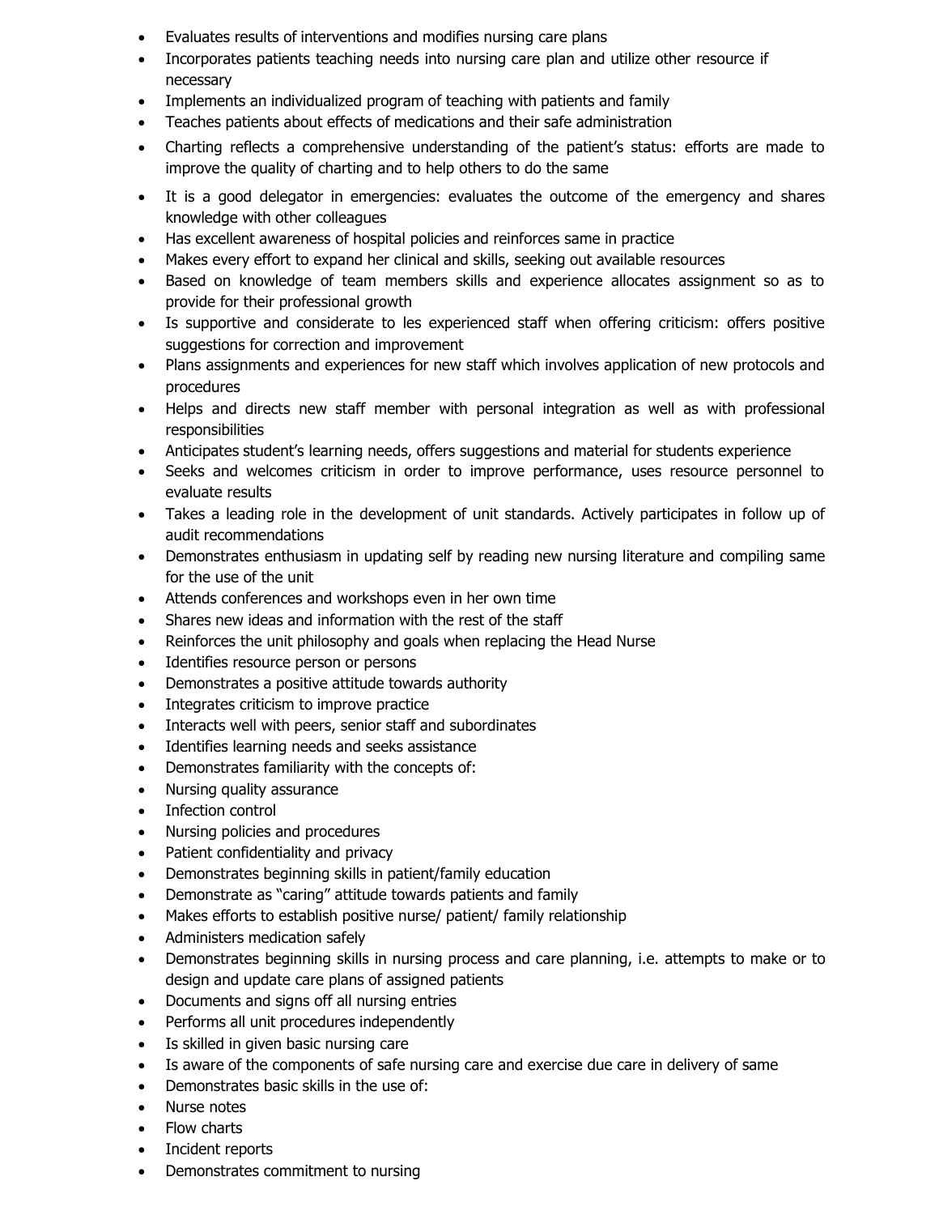- Evaluates results of interventions and modifies nursing care plans
- Incorporates patients teaching needs into nursing care plan and utilize other resource if necessary
- Implements an individualized program of teaching with patients and family
- Teaches patients about effects of medications and their safe administration
- Charting reflects a comprehensive understanding of the patient's status: efforts are made to improve the quality of charting and to help others to do the same
- It is a good delegator in emergencies: evaluates the outcome of the emergency and shares knowledge with other colleagues
- Has excellent awareness of hospital policies and reinforces same in practice
- Makes every effort to expand her clinical and skills, seeking out available resources
- Based on knowledge of team members skills and experience allocates assignment so as to provide for their professional growth
- Is supportive and considerate to les experienced staff when offering criticism: offers positive suggestions for correction and improvement
- Plans assignments and experiences for new staff which involves application of new protocols and procedures
- Helps and directs new staff member with personal integration as well as with professional responsibilities
- Anticipates student's learning needs, offers suggestions and material for students experience
- Seeks and welcomes criticism in order to improve performance, uses resource personnel to evaluate results
- Takes a leading role in the development of unit standards. Actively participates in follow up of audit recommendations
- Demonstrates enthusiasm in updating self by reading new nursing literature and compiling same for the use of the unit
- Attends conferences and workshops even in her own time
- Shares new ideas and information with the rest of the staff
- Reinforces the unit philosophy and goals when replacing the Head Nurse
- Identifies resource person or persons
- Demonstrates a positive attitude towards authority
- Integrates criticism to improve practice
- Interacts well with peers, senior staff and subordinates
- Identifies learning needs and seeks assistance
- Demonstrates familiarity with the concepts of:
- Nursing quality assurance
- Infection control
- Nursing policies and procedures
- Patient confidentiality and privacy
- Demonstrates beginning skills in patient/family education
- Demonstrate as "caring" attitude towards patients and family
- Makes efforts to establish positive nurse/ patient/ family relationship
- Administers medication safely
- Demonstrates beginning skills in nursing process and care planning, i.e. attempts to make or to design and update care plans of assigned patients
- Documents and signs off all nursing entries
- Performs all unit procedures independently
- Is skilled in given basic nursing care
- Is aware of the components of safe nursing care and exercise due care in delivery of same
- Demonstrates basic skills in the use of:
- Nurse notes
- Flow charts
- Incident reports
- Demonstrates commitment to nursing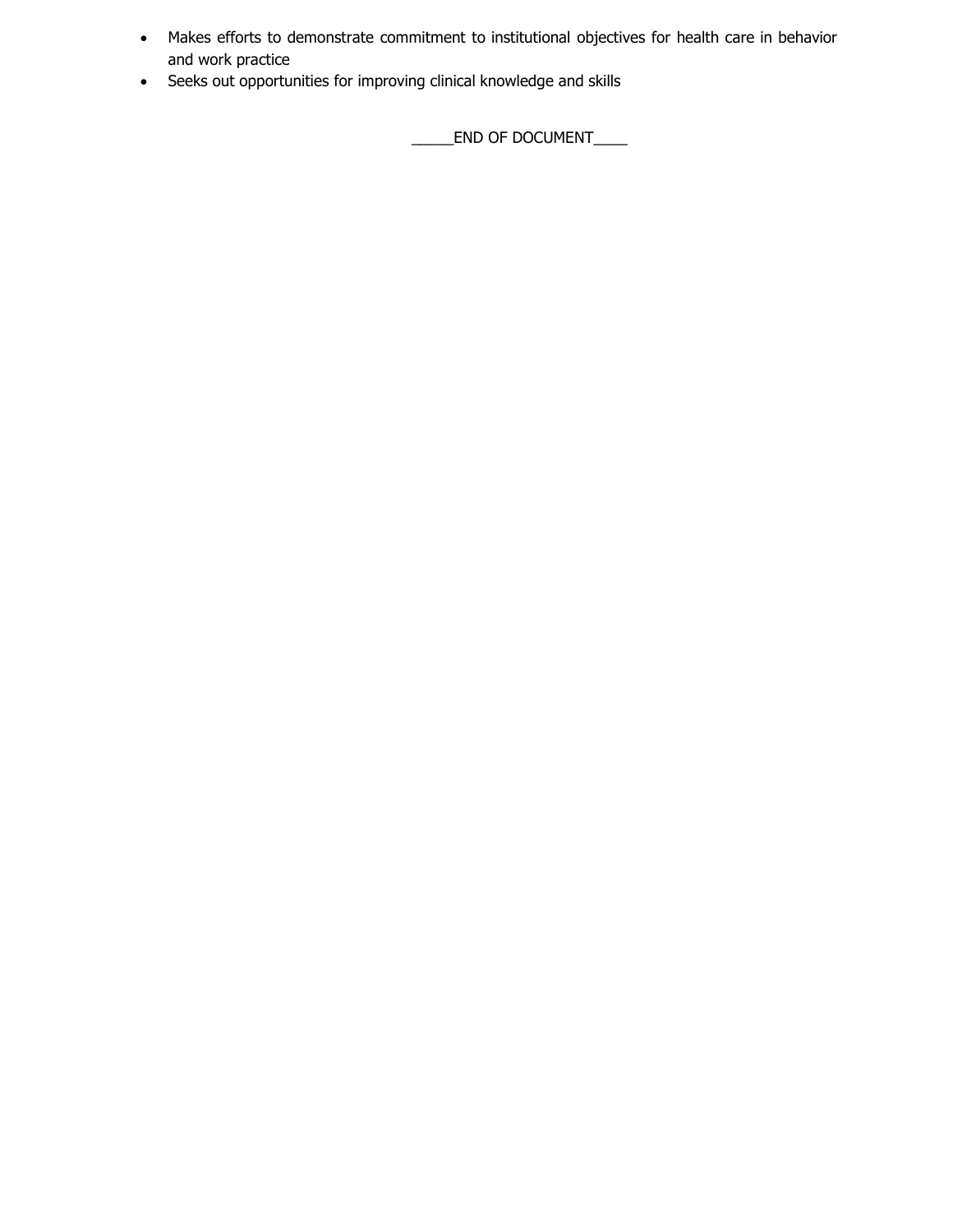- Makes efforts to demonstrate commitment to institutional objectives for health care in behavior and work practice
- Seeks out opportunities for improving clinical knowledge and skills

_____END OF DOCUMENT____